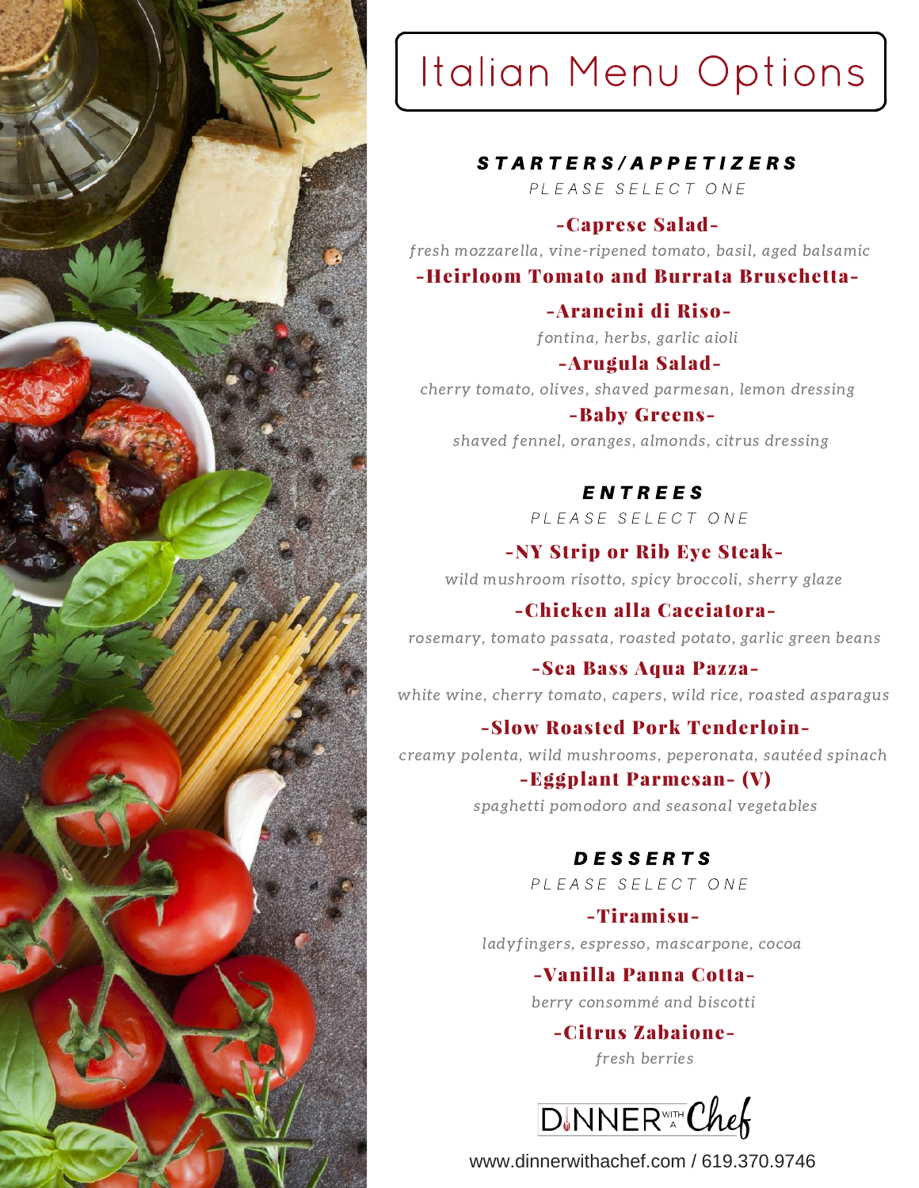# Italian Menu Options

## STARTERS/APPETIZERS

PLEASE SELECT ONE

**-Caprese Salad-**

*fresh mozzarella, vine-ripened tomato, basil, aged balsamic*

**-Heirloom Tomato and Burrata Bruschetta-**

**-Arancini di Riso-**

*fontina, herbs, garlic aioli*

**-Arugula Salad-**

*cherry tomato, olives, shaved parmesan, lemon dressing*

**-Baby Greens-**

*shaved fennel, oranges, almonds, citrus dressing*

## ENTREES

PLEASE SELECT ONE

**-NY Strip or Rib Eye Steak-**

*wild mushroom risotto, spicy broccoli, sherry glaze*

**-Chicken alla Cacciatora-**

*rosemary, tomato passata, roasted potato, garlic green beans*

**-Sea Bass Aqua Pazza-**

*white wine, cherry tomato, capers, wild rice, roasted asparagus*

**-Slow Roasted Pork Tenderloin-**

*creamy polenta, wild mushrooms, peperonata, sautéed spinach*

**-Eggplant Parmesan- (V)**

*spaghetti pomodoro and seasonal vegetables*

## DESSERTS

PLEASE SELECT ONE

**-Tiramisu-**

*ladyfingers, espresso, mascarpone, cocoa*

**-Vanilla Panna Cotta-**

*berry consommé and biscotti*

**-Citrus Zabaione-**

*fresh berries*

DINNER WITH A Chef

www.dinnerwithachef.com / 619.370.9746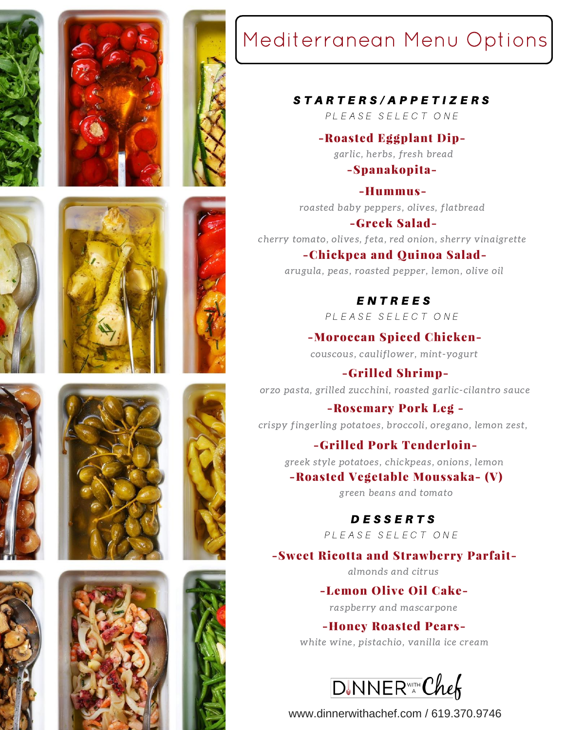# Mediterranean Menu Options

## STARTERS/APPETIZERS

PLEASE SELECT ONE

**-Roasted Eggplant Dip-**

*garlic, herbs, fresh bread*

**-Spanakopita-**

**-Hummus-**

*roasted baby peppers, olives, flatbread*

**-Greek Salad-**

*cherry tomato, olives, feta, red onion, sherry vinaigrette*

**-Chickpea and Quinoa Salad-**

*arugula, peas, roasted pepper, lemon, olive oil*

## ENTREES

PLEASE SELECT ONE

**-Moroccan Spiced Chicken-**

*couscous, cauliflower, mint-yogurt*

**-Grilled Shrimp-**

*orzo pasta, grilled zucchini, roasted garlic-cilantro sauce*

**-Rosemary Pork Leg -**

*crispy fingerling potatoes, broccoli, oregano, lemon zest,*

**-Grilled Pork Tenderloin-**

*greek style potatoes, chickpeas, onions, lemon*

**-Roasted Vegetable Moussaka- (V)**

*green beans and tomato*

## DESSERTS

PLEASE SELECT ONE

**-Sweet Ricotta and Strawberry Parfait-**

*almonds and citrus*

**-Lemon Olive Oil Cake-**

*raspberry and mascarpone*

**-Honey Roasted Pears-**

*white wine, pistachio, vanilla ice cream*

DINNER WITH A Chef

www.dinnerwithachef.com / 619.370.9746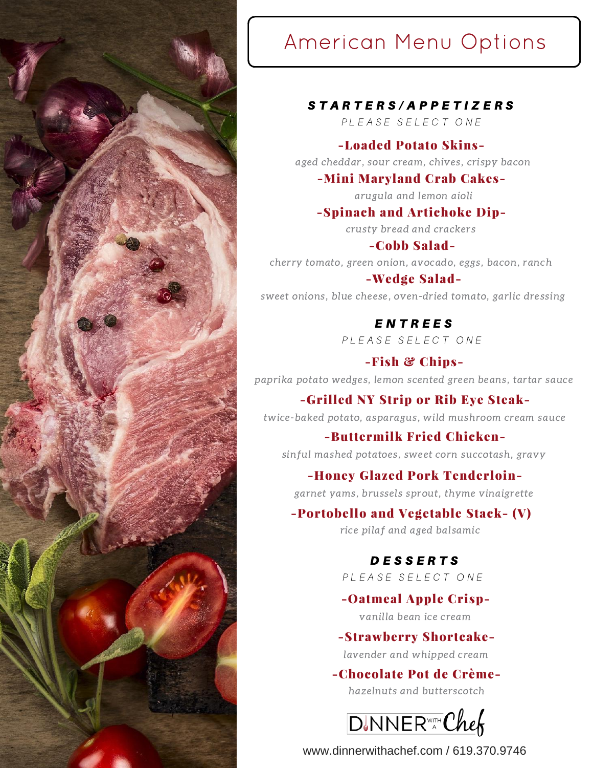# American Menu Options

## STARTERS/APPETIZERS

PLEASE SELECT ONE

**-Loaded Potato Skins-**

*aged cheddar, sour cream, chives, crispy bacon*

**-Mini Maryland Crab Cakes-**

*arugula and lemon aioli*

**-Spinach and Artichoke Dip-**

*crusty bread and crackers*

**-Cobb Salad-**

*cherry tomato, green onion, avocado, eggs, bacon, ranch*

**-Wedge Salad-**

*sweet onions, blue cheese, oven-dried tomato, garlic dressing*

## ENTREES

PLEASE SELECT ONE

**-Fish & Chips-**

*paprika potato wedges, lemon scented green beans, tartar sauce*

**-Grilled NY Strip or Rib Eye Steak-**

*twice-baked potato, asparagus, wild mushroom cream sauce*

**-Buttermilk Fried Chicken-**

*sinful mashed potatoes, sweet corn succotash, gravy*

**-Honey Glazed Pork Tenderloin-**

*garnet yams, brussels sprout, thyme vinaigrette*

**-Portobello and Vegetable Stack- (V)**

*rice pilaf and aged balsamic*

## DESSERTS

PLEASE SELECT ONE

**-Oatmeal Apple Crisp-**

*vanilla bean ice cream*

**-Strawberry Shortcake-**

*lavender and whipped cream*

**-Chocolate Pot de Crème-**

*hazelnuts and butterscotch*

DINNER WITH A Chef

www.dinnerwithachef.com / 619.370.9746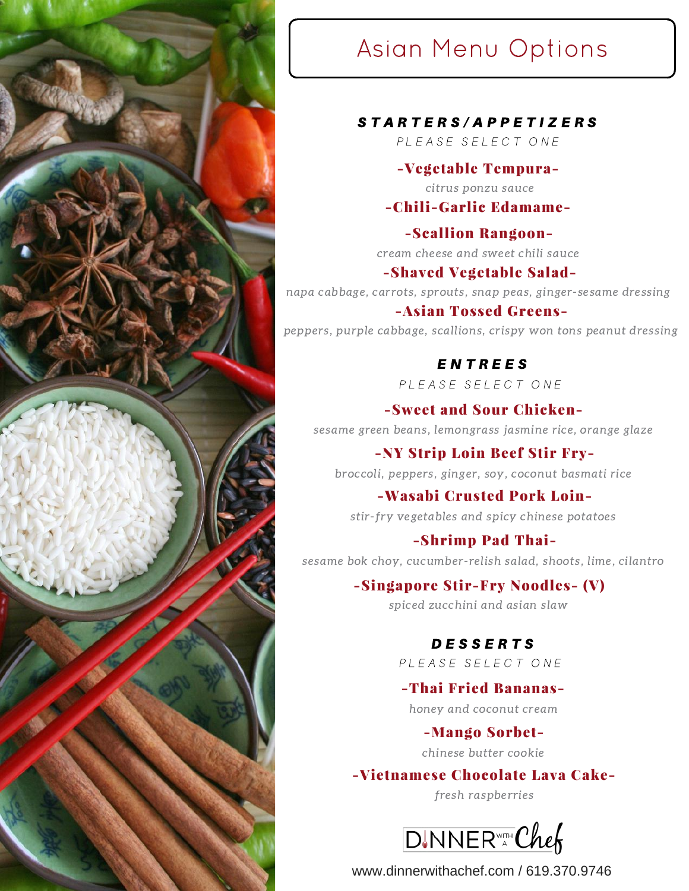# Asian Menu Options

## STARTERS/APPETIZERS

PLEASE SELECT ONE

**-Vegetable Tempura-**

*citrus ponzu sauce*

**-Chili-Garlic Edamame-**

**-Scallion Rangoon-**

*cream cheese and sweet chili sauce*

**-Shaved Vegetable Salad-**

*napa cabbage, carrots, sprouts, snap peas, ginger-sesame dressing*

**-Asian Tossed Greens-**

*peppers, purple cabbage, scallions, crispy won tons peanut dressing*

## ENTREES

PLEASE SELECT ONE

**-Sweet and Sour Chicken-**

*sesame green beans, lemongrass jasmine rice, orange glaze*

**-NY Strip Loin Beef Stir Fry-**

*broccoli, peppers, ginger, soy, coconut basmati rice*

**-Wasabi Crusted Pork Loin-**

*stir-fry vegetables and spicy chinese potatoes*

**-Shrimp Pad Thai-**

*sesame bok choy, cucumber-relish salad, shoots, lime, cilantro*

**-Singapore Stir-Fry Noodles- (V)**

*spiced zucchini and asian slaw*

## DESSERTS

PLEASE SELECT ONE

**-Thai Fried Bananas-**

*honey and coconut cream*

**-Mango Sorbet-**

*chinese butter cookie*

**-Vietnamese Chocolate Lava Cake-**

*fresh raspberries*

DINNER WITH A Chef

www.dinnerwithachef.com / 619.370.9746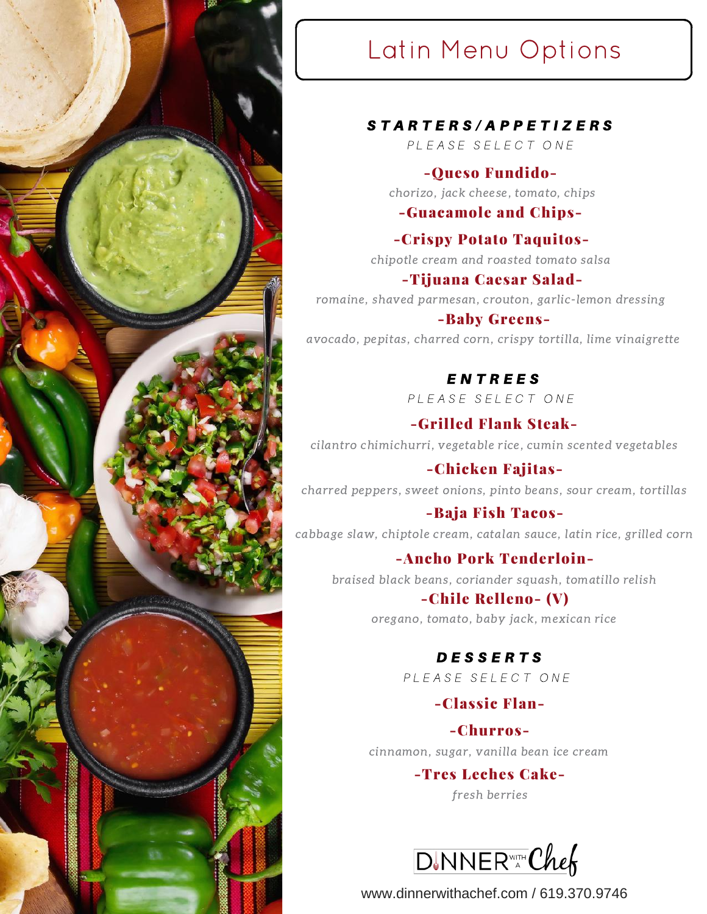# Latin Menu Options

## STARTERS/APPETIZERS

PLEASE SELECT ONE

**-Queso Fundido-**

*chorizo, jack cheese, tomato, chips*

**-Guacamole and Chips-**

**-Crispy Potato Taquitos-**

*chipotle cream and roasted tomato salsa*

**-Tijuana Caesar Salad-**

*romaine, shaved parmesan, crouton, garlic-lemon dressing*

**-Baby Greens-**

*avocado, pepitas, charred corn, crispy tortilla, lime vinaigrette*

## ENTREES

PLEASE SELECT ONE

**-Grilled Flank Steak-**

*cilantro chimichurri, vegetable rice, cumin scented vegetables*

**-Chicken Fajitas-**

*charred peppers, sweet onions, pinto beans, sour cream, tortillas*

**-Baja Fish Tacos-**

*cabbage slaw, chiptole cream, catalan sauce, latin rice, grilled corn*

**-Ancho Pork Tenderloin-**

*braised black beans, coriander squash, tomatillo relish*

**-Chile Relleno- (V)**

*oregano, tomato, baby jack, mexican rice*

## DESSERTS

PLEASE SELECT ONE

**-Classic Flan-**

**-Churros-**

*cinnamon, sugar, vanilla bean ice cream*

**-Tres Leches Cake-**

*fresh berries*

DINNER WITH A Chef

www.dinnerwithachef.com / 619.370.9746